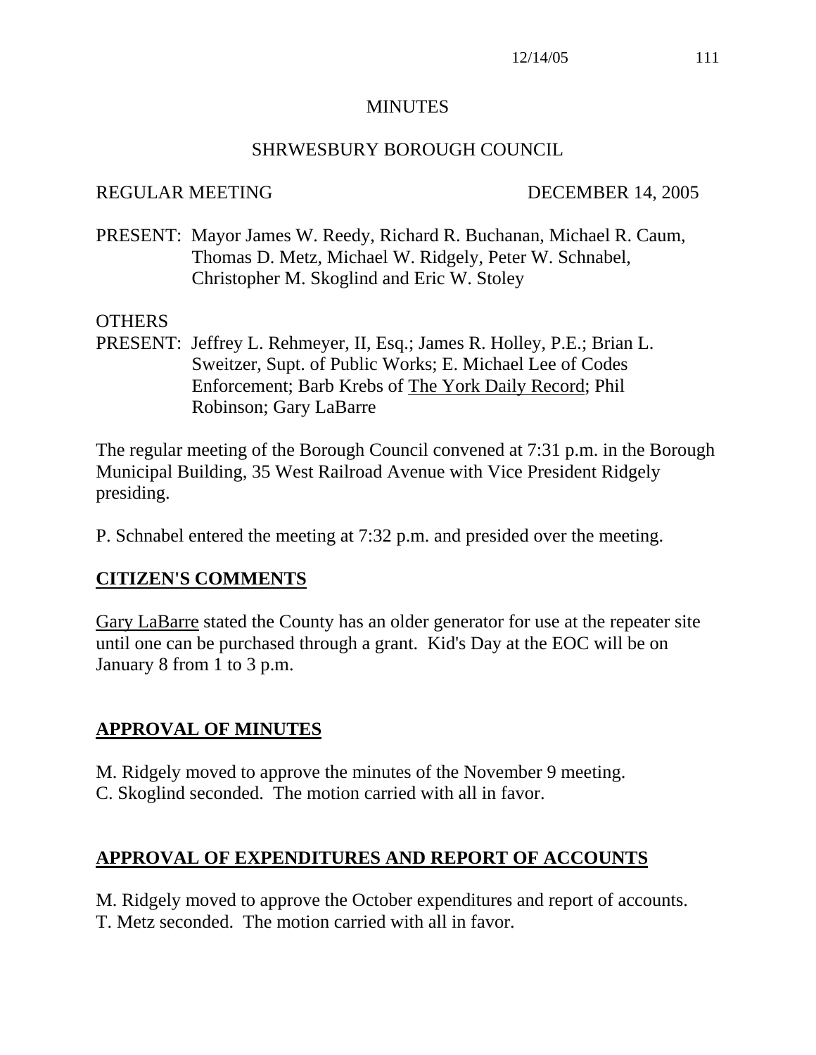# MINUTES

## SHRWESBURY BOROUGH COUNCIL

REGULAR MEETING DECEMBER 14, 2005

PRESENT: Mayor James W. Reedy, Richard R. Buchanan, Michael R. Caum, Thomas D. Metz, Michael W. Ridgely, Peter W. Schnabel, Christopher M. Skoglind and Eric W. Stoley

OTHERS
PRESENT: Jeffrey L. Rehmeyer, II, Esq.; James R. Holley, P.E.; Brian L. Sweitzer, Supt. of Public Works; E. Michael Lee of Codes Enforcement; Barb Krebs of The York Daily Record; Phil Robinson; Gary LaBarre

The regular meeting of the Borough Council convened at 7:31 p.m. in the Borough Municipal Building, 35 West Railroad Avenue with Vice President Ridgely presiding.

P. Schnabel entered the meeting at 7:32 p.m. and presided over the meeting.

## CITIZEN'S COMMENTS

Gary LaBarre stated the County has an older generator for use at the repeater site until one can be purchased through a grant. Kid's Day at the EOC will be on January 8 from 1 to 3 p.m.

## APPROVAL OF MINUTES

M. Ridgely moved to approve the minutes of the November 9 meeting.
C. Skoglind seconded. The motion carried with all in favor.

## APPROVAL OF EXPENDITURES AND REPORT OF ACCOUNTS

M. Ridgely moved to approve the October expenditures and report of accounts.
T. Metz seconded. The motion carried with all in favor.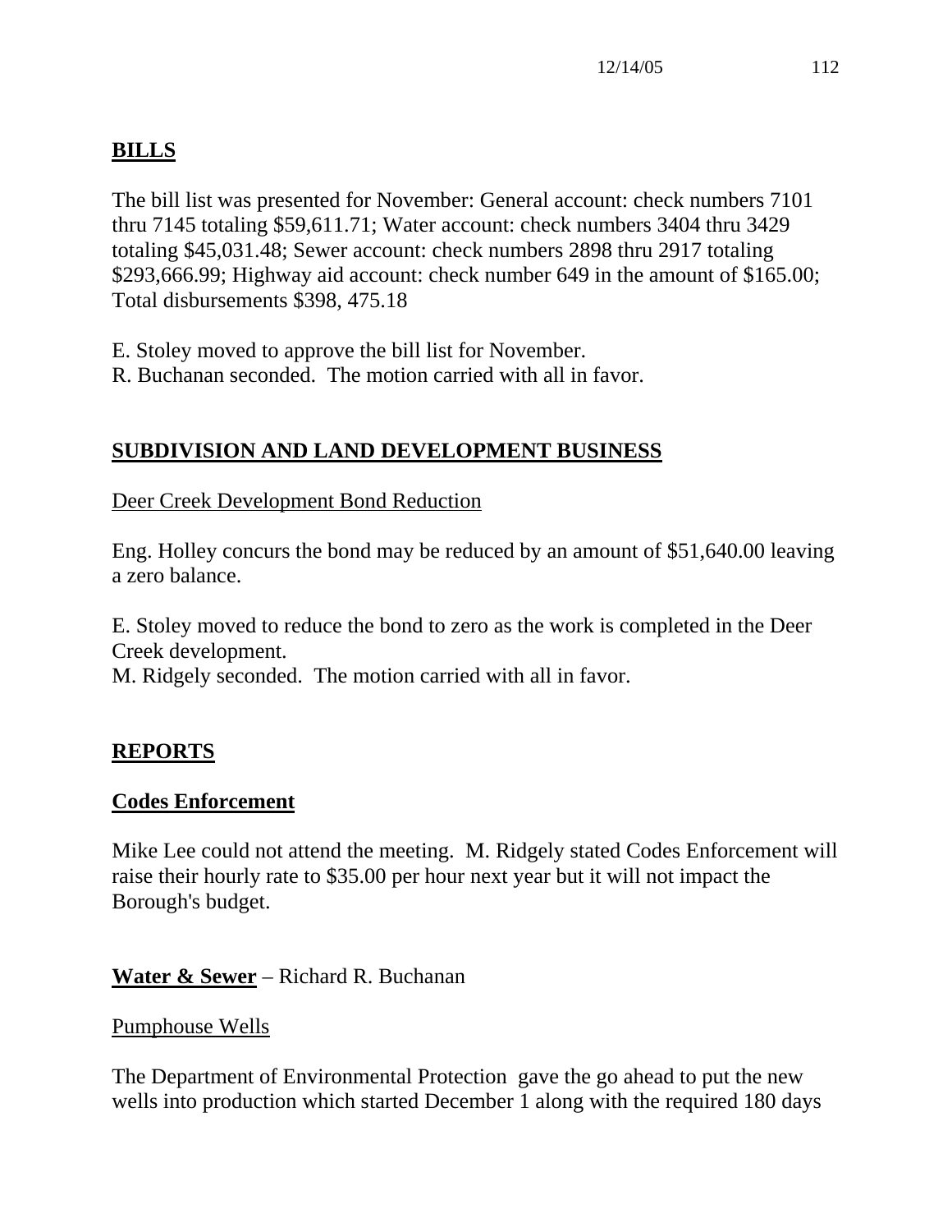## BILLS

The bill list was presented for November: General account: check numbers 7101 thru 7145 totaling $59,611.71; Water account: check numbers 3404 thru 3429 totaling $45,031.48; Sewer account: check numbers 2898 thru 2917 totaling $293,666.99; Highway aid account: check number 649 in the amount of $165.00; Total disbursements $398, 475.18

E. Stoley moved to approve the bill list for November.
R. Buchanan seconded. The motion carried with all in favor.

## SUBDIVISION AND LAND DEVELOPMENT BUSINESS

Deer Creek Development Bond Reduction

Eng. Holley concurs the bond may be reduced by an amount of $51,640.00 leaving a zero balance.

E. Stoley moved to reduce the bond to zero as the work is completed in the Deer Creek development.
M. Ridgely seconded. The motion carried with all in favor.

## REPORTS

### Codes Enforcement

Mike Lee could not attend the meeting. M. Ridgely stated Codes Enforcement will raise their hourly rate to $35.00 per hour next year but it will not impact the Borough's budget.

### Water & Sewer – Richard R. Buchanan

Pumphouse Wells

The Department of Environmental Protection gave the go ahead to put the new wells into production which started December 1 along with the required 180 days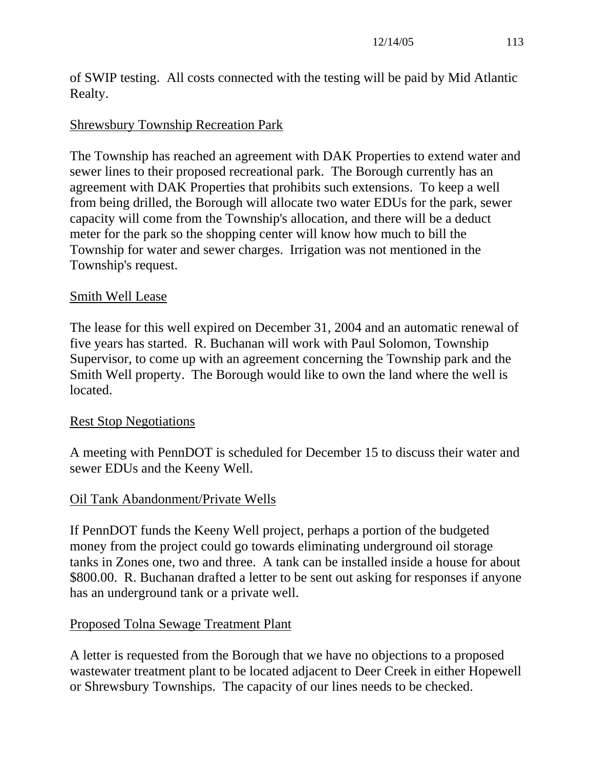of SWIP testing. All costs connected with the testing will be paid by Mid Atlantic Realty.

<u>Shrewsbury Township Recreation Park</u>

The Township has reached an agreement with DAK Properties to extend water and sewer lines to their proposed recreational park. The Borough currently has an agreement with DAK Properties that prohibits such extensions. To keep a well from being drilled, the Borough will allocate two water EDUs for the park, sewer capacity will come from the Township's allocation, and there will be a deduct meter for the park so the shopping center will know how much to bill the Township for water and sewer charges. Irrigation was not mentioned in the Township's request.

<u>Smith Well Lease</u>

The lease for this well expired on December 31, 2004 and an automatic renewal of five years has started. R. Buchanan will work with Paul Solomon, Township Supervisor, to come up with an agreement concerning the Township park and the Smith Well property. The Borough would like to own the land where the well is located.

<u>Rest Stop Negotiations</u>

A meeting with PennDOT is scheduled for December 15 to discuss their water and sewer EDUs and the Keeny Well.

<u>Oil Tank Abandonment/Private Wells</u>

If PennDOT funds the Keeny Well project, perhaps a portion of the budgeted money from the project could go towards eliminating underground oil storage tanks in Zones one, two and three. A tank can be installed inside a house for about $800.00. R. Buchanan drafted a letter to be sent out asking for responses if anyone has an underground tank or a private well.

<u>Proposed Tolna Sewage Treatment Plant</u>

A letter is requested from the Borough that we have no objections to a proposed wastewater treatment plant to be located adjacent to Deer Creek in either Hopewell or Shrewsbury Townships. The capacity of our lines needs to be checked.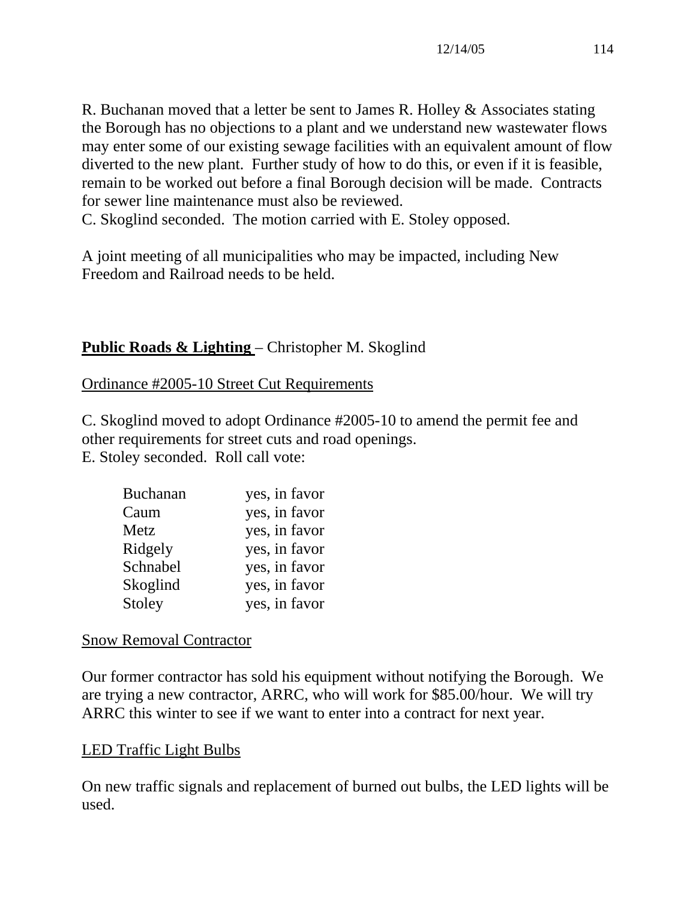R. Buchanan moved that a letter be sent to James R. Holley & Associates stating the Borough has no objections to a plant and we understand new wastewater flows may enter some of our existing sewage facilities with an equivalent amount of flow diverted to the new plant. Further study of how to do this, or even if it is feasible, remain to be worked out before a final Borough decision will be made. Contracts for sewer line maintenance must also be reviewed.
C. Skoglind seconded. The motion carried with E. Stoley opposed.

A joint meeting of all municipalities who may be impacted, including New Freedom and Railroad needs to be held.

**Public Roads & Lighting** – Christopher M. Skoglind

Ordinance #2005-10 Street Cut Requirements

C. Skoglind moved to adopt Ordinance #2005-10 to amend the permit fee and other requirements for street cuts and road openings.
E. Stoley seconded. Roll call vote:

| | |
|---|---|
| Buchanan | yes, in favor |
| Caum | yes, in favor |
| Metz | yes, in favor |
| Ridgely | yes, in favor |
| Schnabel | yes, in favor |
| Skoglind | yes, in favor |
| Stoley | yes, in favor |

Snow Removal Contractor

Our former contractor has sold his equipment without notifying the Borough. We are trying a new contractor, ARRC, who will work for $85.00/hour. We will try ARRC this winter to see if we want to enter into a contract for next year.

LED Traffic Light Bulbs

On new traffic signals and replacement of burned out bulbs, the LED lights will be used.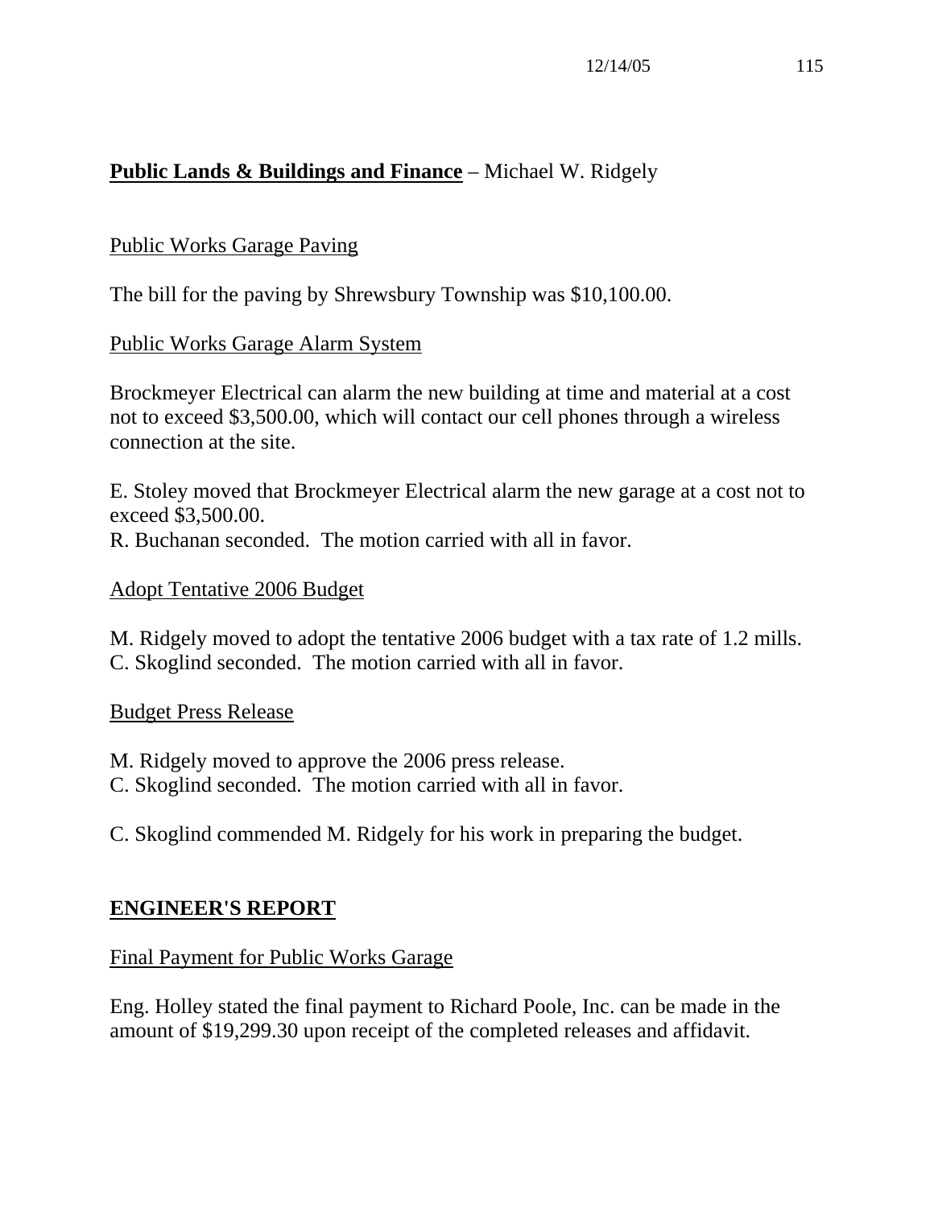## **Public Lands & Buildings and Finance** – Michael W. Ridgely

Public Works Garage Paving

The bill for the paving by Shrewsbury Township was $10,100.00.

Public Works Garage Alarm System

Brockmeyer Electrical can alarm the new building at time and material at a cost not to exceed $3,500.00, which will contact our cell phones through a wireless connection at the site.

E. Stoley moved that Brockmeyer Electrical alarm the new garage at a cost not to exceed $3,500.00.
R. Buchanan seconded. The motion carried with all in favor.

Adopt Tentative 2006 Budget

M. Ridgely moved to adopt the tentative 2006 budget with a tax rate of 1.2 mills.
C. Skoglind seconded. The motion carried with all in favor.

Budget Press Release

M. Ridgely moved to approve the 2006 press release.
C. Skoglind seconded. The motion carried with all in favor.

C. Skoglind commended M. Ridgely for his work in preparing the budget.

## **ENGINEER'S REPORT**

Final Payment for Public Works Garage

Eng. Holley stated the final payment to Richard Poole, Inc. can be made in the amount of $19,299.30 upon receipt of the completed releases and affidavit.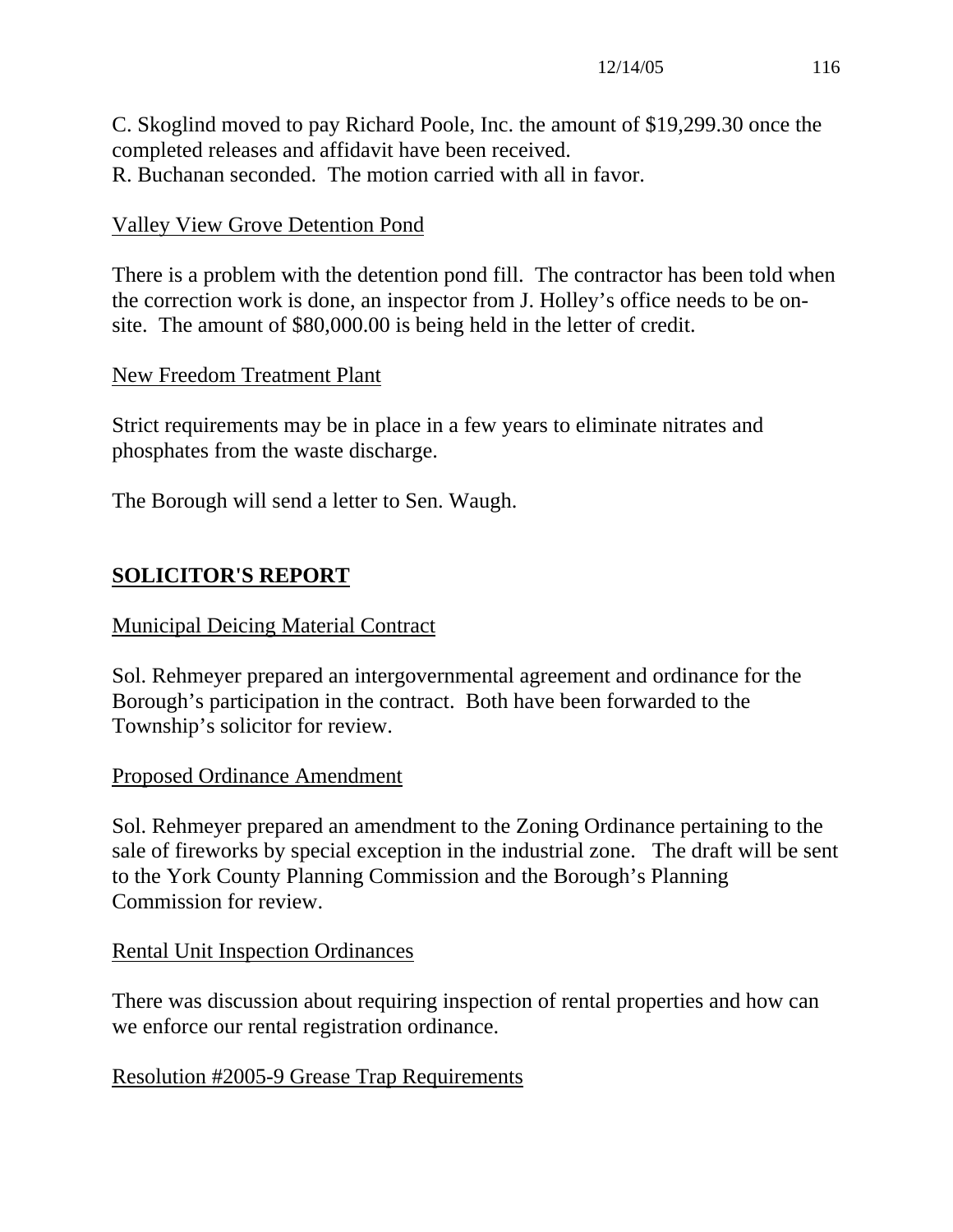C. Skoglind moved to pay Richard Poole, Inc. the amount of $19,299.30 once the completed releases and affidavit have been received.
R. Buchanan seconded. The motion carried with all in favor.

Valley View Grove Detention Pond

There is a problem with the detention pond fill. The contractor has been told when the correction work is done, an inspector from J. Holley's office needs to be on-site. The amount of $80,000.00 is being held in the letter of credit.

New Freedom Treatment Plant

Strict requirements may be in place in a few years to eliminate nitrates and phosphates from the waste discharge.

The Borough will send a letter to Sen. Waugh.

## SOLICITOR'S REPORT

Municipal Deicing Material Contract

Sol. Rehmeyer prepared an intergovernmental agreement and ordinance for the Borough's participation in the contract. Both have been forwarded to the Township's solicitor for review.

Proposed Ordinance Amendment

Sol. Rehmeyer prepared an amendment to the Zoning Ordinance pertaining to the sale of fireworks by special exception in the industrial zone. The draft will be sent to the York County Planning Commission and the Borough's Planning Commission for review.

Rental Unit Inspection Ordinances

There was discussion about requiring inspection of rental properties and how can we enforce our rental registration ordinance.

Resolution #2005-9 Grease Trap Requirements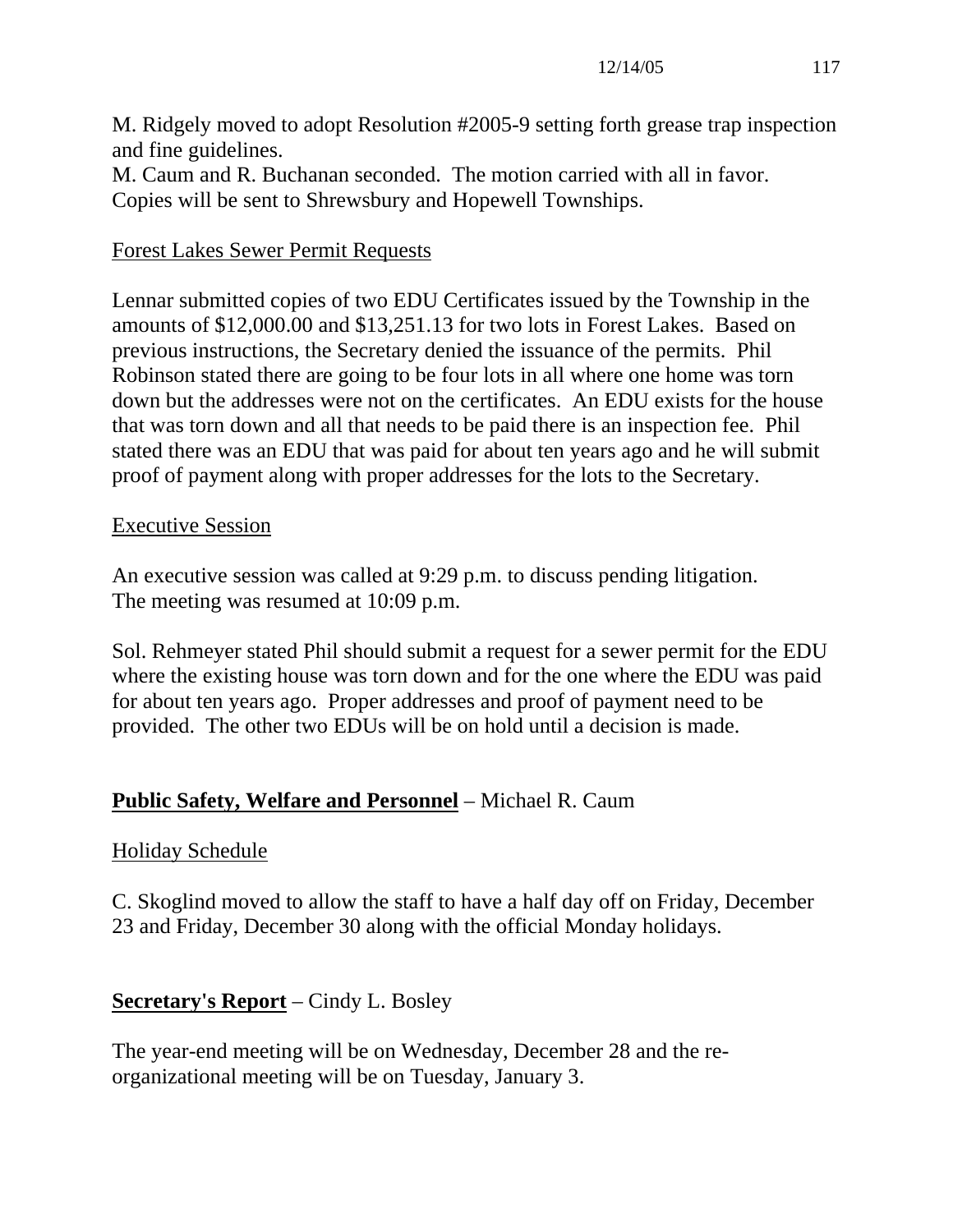M. Ridgely moved to adopt Resolution #2005-9 setting forth grease trap inspection and fine guidelines.
M. Caum and R. Buchanan seconded. The motion carried with all in favor.
Copies will be sent to Shrewsbury and Hopewell Townships.

Forest Lakes Sewer Permit Requests

Lennar submitted copies of two EDU Certificates issued by the Township in the amounts of $12,000.00 and $13,251.13 for two lots in Forest Lakes. Based on previous instructions, the Secretary denied the issuance of the permits. Phil Robinson stated there are going to be four lots in all where one home was torn down but the addresses were not on the certificates. An EDU exists for the house that was torn down and all that needs to be paid there is an inspection fee. Phil stated there was an EDU that was paid for about ten years ago and he will submit proof of payment along with proper addresses for the lots to the Secretary.

Executive Session

An executive session was called at 9:29 p.m. to discuss pending litigation.
The meeting was resumed at 10:09 p.m.

Sol. Rehmeyer stated Phil should submit a request for a sewer permit for the EDU where the existing house was torn down and for the one where the EDU was paid for about ten years ago. Proper addresses and proof of payment need to be provided. The other two EDUs will be on hold until a decision is made.

**Public Safety, Welfare and Personnel** – Michael R. Caum

Holiday Schedule

C. Skoglind moved to allow the staff to have a half day off on Friday, December 23 and Friday, December 30 along with the official Monday holidays.

**Secretary's Report** – Cindy L. Bosley

The year-end meeting will be on Wednesday, December 28 and the re-organizational meeting will be on Tuesday, January 3.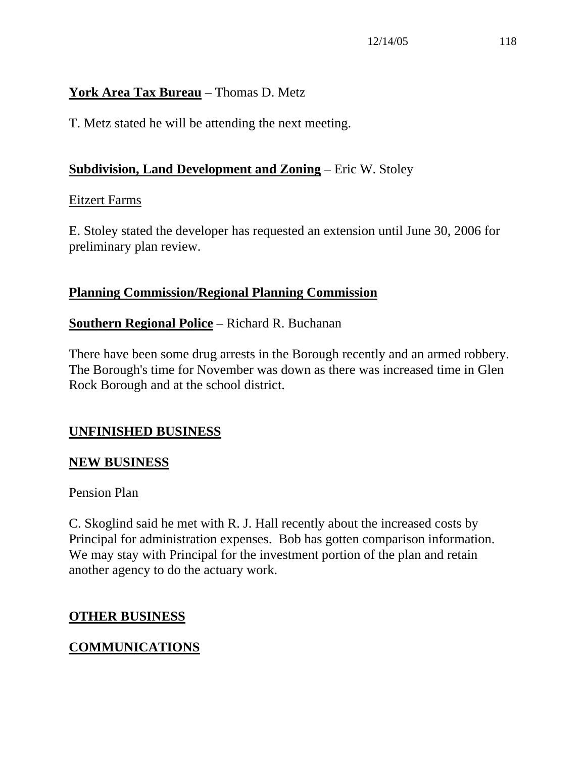**York Area Tax Bureau** – Thomas D. Metz

T. Metz stated he will be attending the next meeting.

**Subdivision, Land Development and Zoning** – Eric W. Stoley

Eitzert Farms

E. Stoley stated the developer has requested an extension until June 30, 2006 for preliminary plan review.

**Planning Commission/Regional Planning Commission**

**Southern Regional Police** – Richard R. Buchanan

There have been some drug arrests in the Borough recently and an armed robbery. The Borough's time for November was down as there was increased time in Glen Rock Borough and at the school district.

**UNFINISHED BUSINESS**

**NEW BUSINESS**

Pension Plan

C. Skoglind said he met with R. J. Hall recently about the increased costs by Principal for administration expenses. Bob has gotten comparison information. We may stay with Principal for the investment portion of the plan and retain another agency to do the actuary work.

**OTHER BUSINESS**

**COMMUNICATIONS**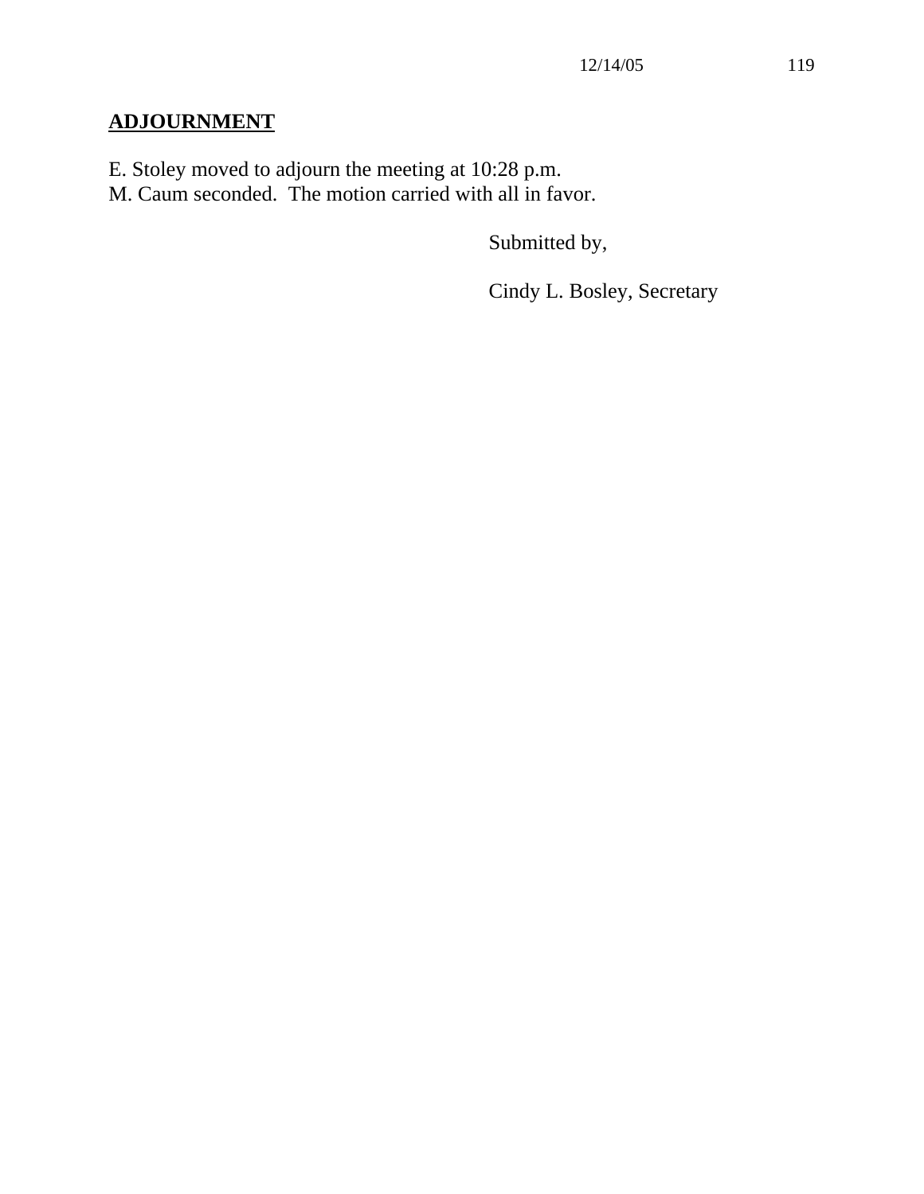**ADJOURNMENT**

E. Stoley moved to adjourn the meeting at 10:28 p.m.
M. Caum seconded. The motion carried with all in favor.

Submitted by,

Cindy L. Bosley, Secretary